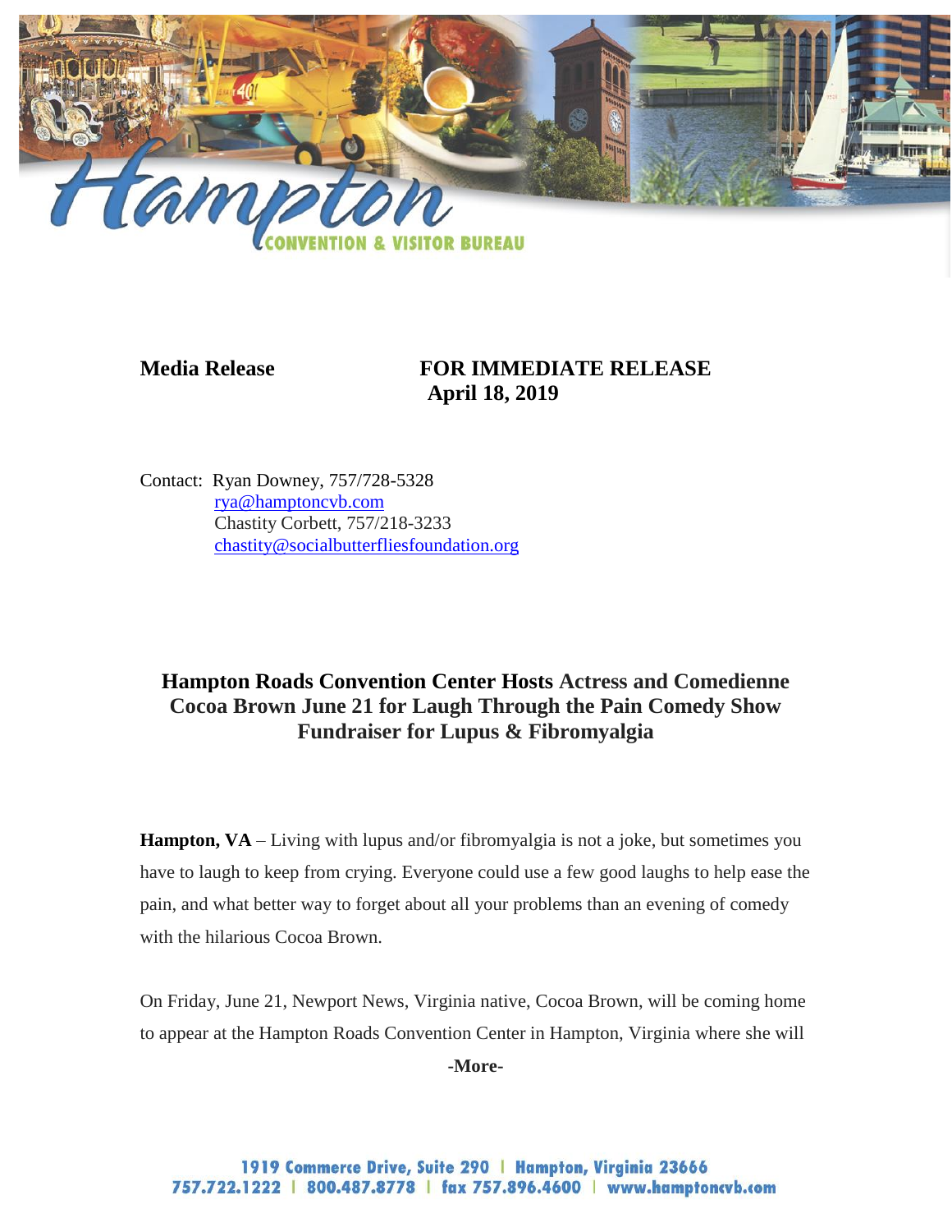**Media Release** **FOR IMMEDIATE RELEASE**
**April 18, 2019**

Contact: Ryan Downey, 757/728-5328
rya@hamptoncvb.com
Chastity Corbett, 757/218-3233
chastity@socialbutterfliesfoundation.org

## Hampton Roads Convention Center Hosts Actress and Comedienne Cocoa Brown June 21 for Laugh Through the Pain Comedy Show Fundraiser for Lupus & Fibromyalgia

**Hampton, VA** – Living with lupus and/or fibromyalgia is not a joke, but sometimes you have to laugh to keep from crying. Everyone could use a few good laughs to help ease the pain, and what better way to forget about all your problems than an evening of comedy with the hilarious Cocoa Brown.

On Friday, June 21, Newport News, Virginia native, Cocoa Brown, will be coming home to appear at the Hampton Roads Convention Center in Hampton, Virginia where she will

**-More-**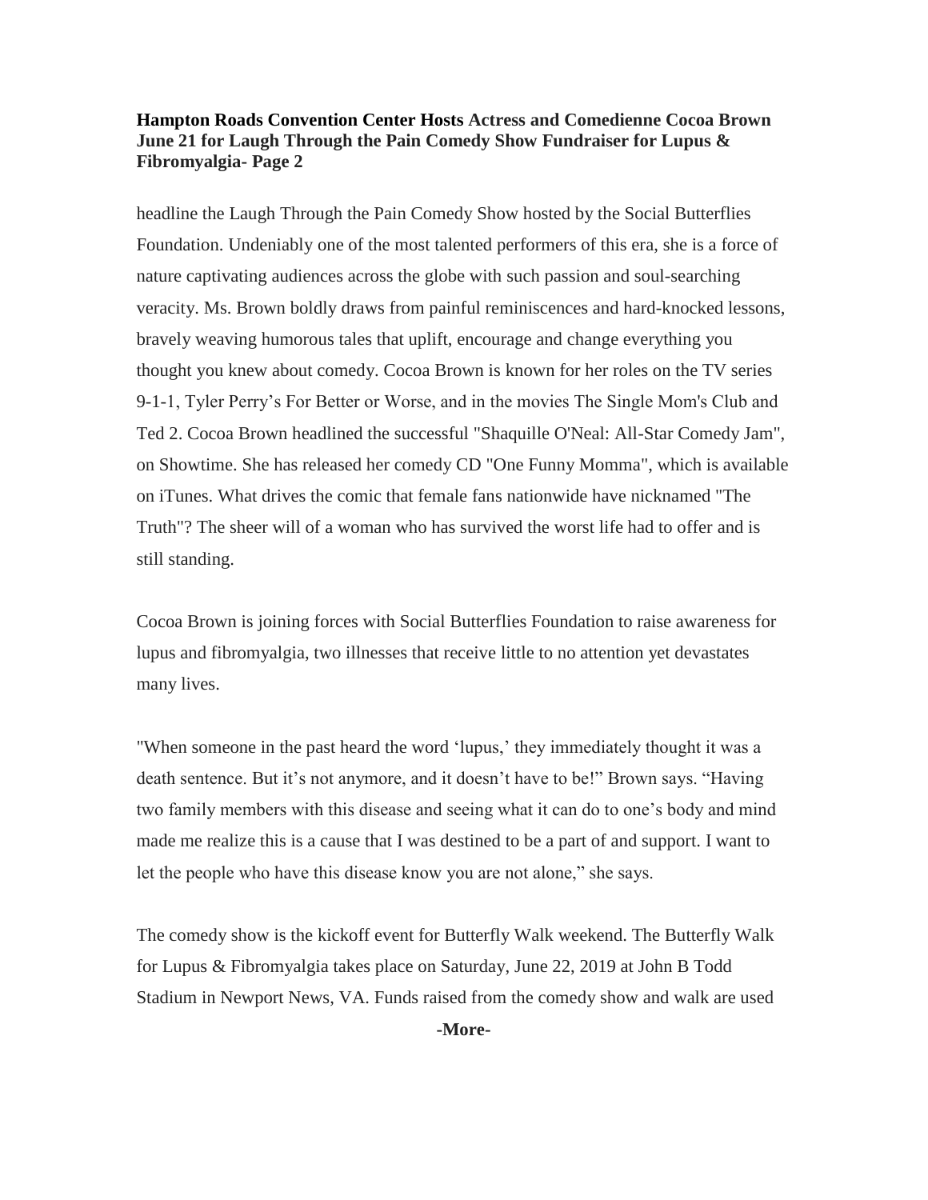**Hampton Roads Convention Center Hosts Actress and Comedienne Cocoa Brown June 21 for Laugh Through the Pain Comedy Show Fundraiser for Lupus & Fibromyalgia- Page 2**

headline the Laugh Through the Pain Comedy Show hosted by the Social Butterflies Foundation. Undeniably one of the most talented performers of this era, she is a force of nature captivating audiences across the globe with such passion and soul-searching veracity. Ms. Brown boldly draws from painful reminiscences and hard-knocked lessons, bravely weaving humorous tales that uplift, encourage and change everything you thought you knew about comedy. Cocoa Brown is known for her roles on the TV series 9-1-1, Tyler Perry's For Better or Worse, and in the movies The Single Mom's Club and Ted 2. Cocoa Brown headlined the successful "Shaquille O'Neal: All-Star Comedy Jam", on Showtime. She has released her comedy CD "One Funny Momma", which is available on iTunes. What drives the comic that female fans nationwide have nicknamed "The Truth"? The sheer will of a woman who has survived the worst life had to offer and is still standing.

Cocoa Brown is joining forces with Social Butterflies Foundation to raise awareness for lupus and fibromyalgia, two illnesses that receive little to no attention yet devastates many lives.

"When someone in the past heard the word 'lupus,' they immediately thought it was a death sentence. But it's not anymore, and it doesn't have to be!" Brown says. "Having two family members with this disease and seeing what it can do to one's body and mind made me realize this is a cause that I was destined to be a part of and support. I want to let the people who have this disease know you are not alone," she says.

The comedy show is the kickoff event for Butterfly Walk weekend. The Butterfly Walk for Lupus & Fibromyalgia takes place on Saturday, June 22, 2019 at John B Todd Stadium in Newport News, VA. Funds raised from the comedy show and walk are used

**-More-**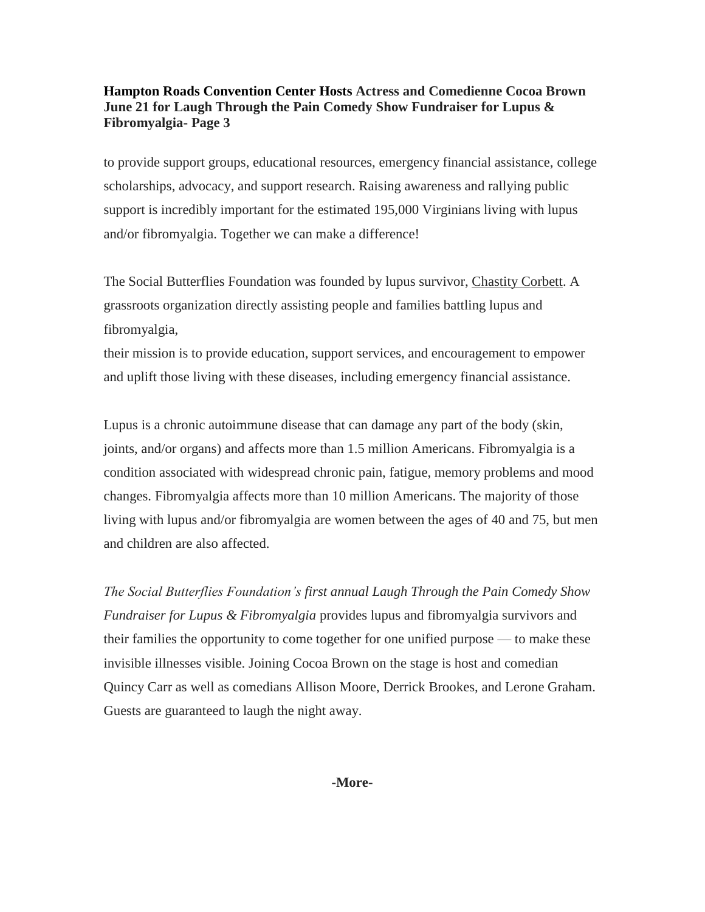to provide support groups, educational resources, emergency financial assistance, college scholarships, advocacy, and support research. Raising awareness and rallying public support is incredibly important for the estimated 195,000 Virginians living with lupus and/or fibromyalgia. Together we can make a difference!

The Social Butterflies Foundation was founded by lupus survivor, Chastity Corbett. A grassroots organization directly assisting people and families battling lupus and fibromyalgia,
their mission is to provide education, support services, and encouragement to empower and uplift those living with these diseases, including emergency financial assistance.

Lupus is a chronic autoimmune disease that can damage any part of the body (skin, joints, and/or organs) and affects more than 1.5 million Americans. Fibromyalgia is a condition associated with widespread chronic pain, fatigue, memory problems and mood changes. Fibromyalgia affects more than 10 million Americans. The majority of those living with lupus and/or fibromyalgia are women between the ages of 40 and 75, but men and children are also affected.

*The Social Butterflies Foundation's first annual Laugh Through the Pain Comedy Show Fundraiser for Lupus & Fibromyalgia* provides lupus and fibromyalgia survivors and their families the opportunity to come together for one unified purpose — to make these invisible illnesses visible. Joining Cocoa Brown on the stage is host and comedian Quincy Carr as well as comedians Allison Moore, Derrick Brookes, and Lerone Graham. Guests are guaranteed to laugh the night away.

**-More-**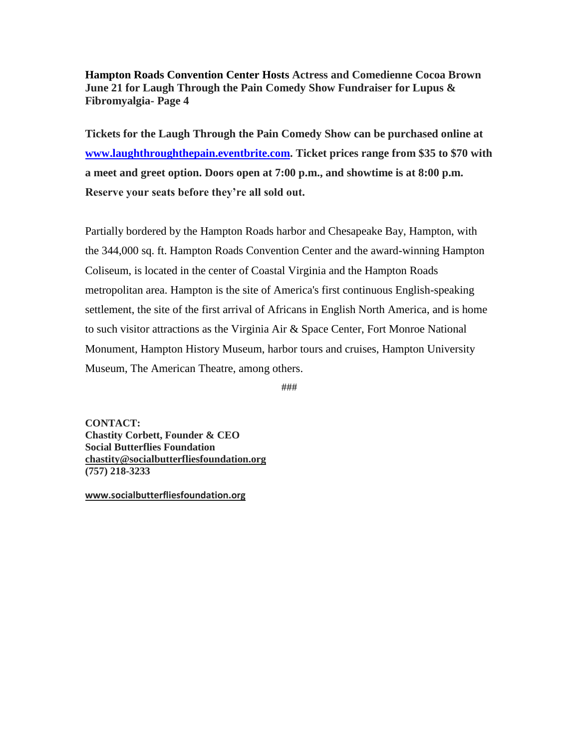**Hampton Roads Convention Center Hosts Actress and Comedienne Cocoa Brown June 21 for Laugh Through the Pain Comedy Show Fundraiser for Lupus & Fibromyalgia- Page 4**

**Tickets for the Laugh Through the Pain Comedy Show can be purchased online at [www.laughthroughthepain.eventbrite.com](http://www.laughthroughthepain.eventbrite.com). Ticket prices range from $35 to $70 with a meet and greet option. Doors open at 7:00 p.m., and showtime is at 8:00 p.m. Reserve your seats before they're all sold out.**

Partially bordered by the Hampton Roads harbor and Chesapeake Bay, Hampton, with the 344,000 sq. ft. Hampton Roads Convention Center and the award-winning Hampton Coliseum, is located in the center of Coastal Virginia and the Hampton Roads metropolitan area. Hampton is the site of America's first continuous English-speaking settlement, the site of the first arrival of Africans in English North America, and is home to such visitor attractions as the Virginia Air & Space Center, Fort Monroe National Monument, Hampton History Museum, harbor tours and cruises, Hampton University Museum, The American Theatre, among others.

###

**CONTACT:**
**Chastity Corbett, Founder & CEO**
**Social Butterflies Foundation**
**chastity@socialbutterfliesfoundation.org**
**(757) 218-3233**

**www.socialbutterfliesfoundation.org**